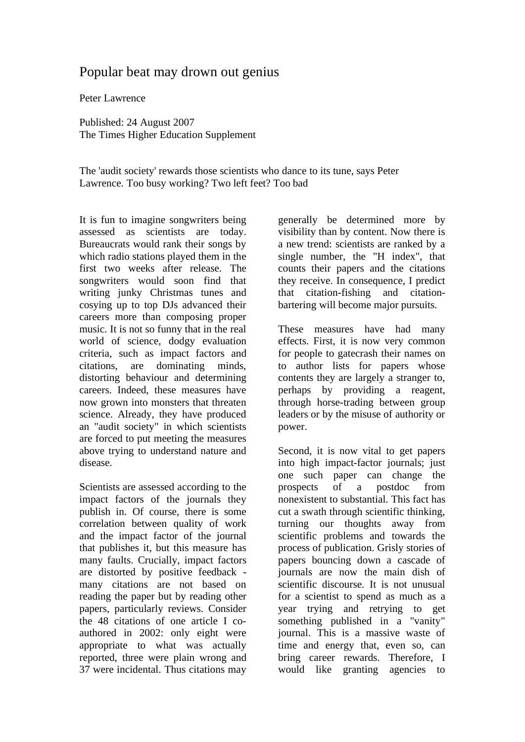# Popular beat may drown out genius

Peter Lawrence

Published: 24 August 2007
The Times Higher Education Supplement

The 'audit society' rewards those scientists who dance to its tune, says Peter Lawrence. Too busy working? Two left feet? Too bad

It is fun to imagine songwriters being assessed as scientists are today. Bureaucrats would rank their songs by which radio stations played them in the first two weeks after release. The songwriters would soon find that writing junky Christmas tunes and cosying up to top DJs advanced their careers more than composing proper music. It is not so funny that in the real world of science, dodgy evaluation criteria, such as impact factors and citations, are dominating minds, distorting behaviour and determining careers. Indeed, these measures have now grown into monsters that threaten science. Already, they have produced an "audit society" in which scientists are forced to put meeting the measures above trying to understand nature and disease.

Scientists are assessed according to the impact factors of the journals they publish in. Of course, there is some correlation between quality of work and the impact factor of the journal that publishes it, but this measure has many faults. Crucially, impact factors are distorted by positive feedback - many citations are not based on reading the paper but by reading other papers, particularly reviews. Consider the 48 citations of one article I co-authored in 2002: only eight were appropriate to what was actually reported, three were plain wrong and 37 were incidental. Thus citations may generally be determined more by visibility than by content. Now there is a new trend: scientists are ranked by a single number, the "H index", that counts their papers and the citations they receive. In consequence, I predict that citation-fishing and citation-bartering will become major pursuits.

These measures have had many effects. First, it is now very common for people to gatecrash their names on to author lists for papers whose contents they are largely a stranger to, perhaps by providing a reagent, through horse-trading between group leaders or by the misuse of authority or power.

Second, it is now vital to get papers into high impact-factor journals; just one such paper can change the prospects of a postdoc from nonexistent to substantial. This fact has cut a swath through scientific thinking, turning our thoughts away from scientific problems and towards the process of publication. Grisly stories of papers bouncing down a cascade of journals are now the main dish of scientific discourse. It is not unusual for a scientist to spend as much as a year trying and retrying to get something published in a "vanity" journal. This is a massive waste of time and energy that, even so, can bring career rewards. Therefore, I would like granting agencies to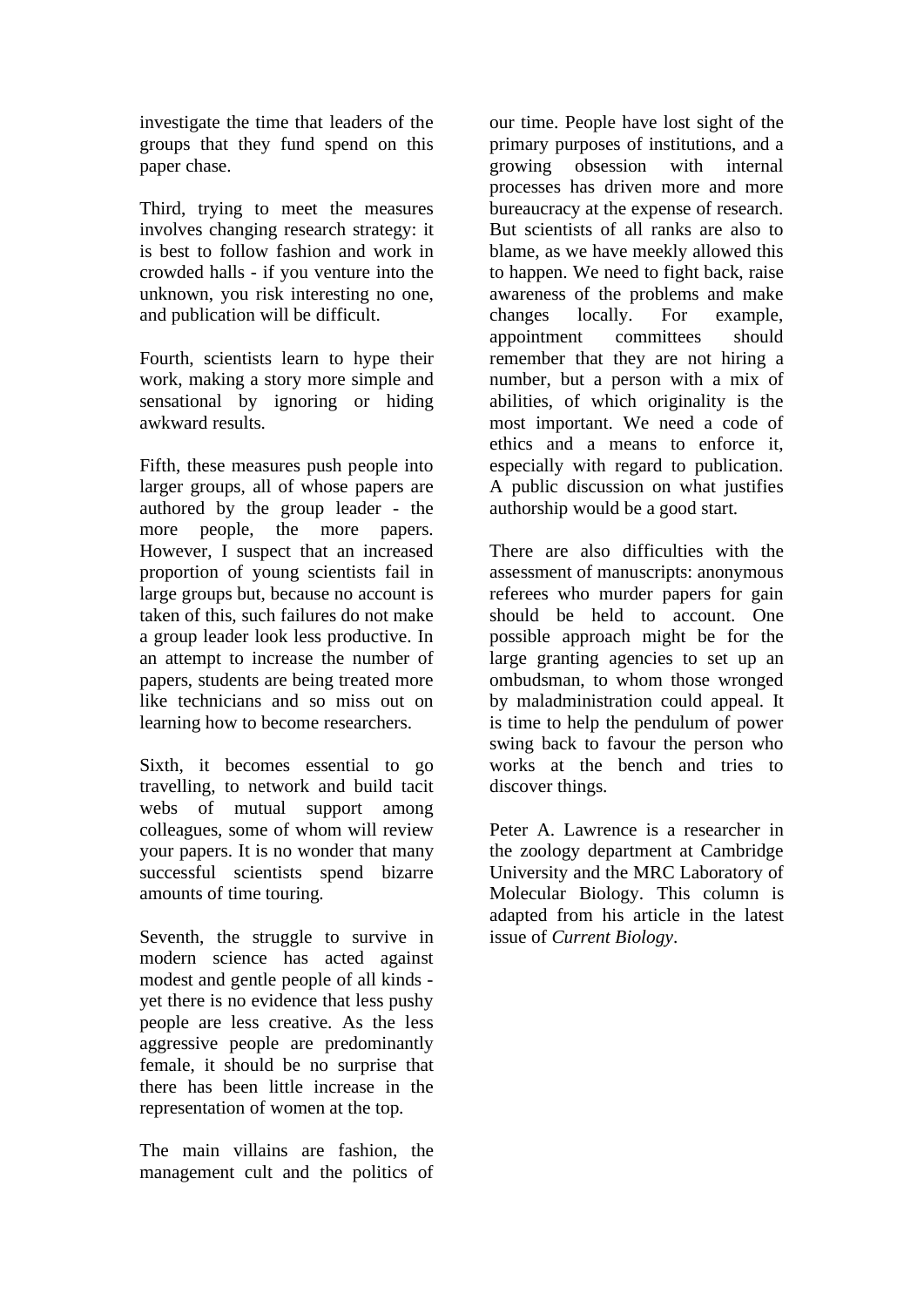investigate the time that leaders of the groups that they fund spend on this paper chase.

Third, trying to meet the measures involves changing research strategy: it is best to follow fashion and work in crowded halls - if you venture into the unknown, you risk interesting no one, and publication will be difficult.

Fourth, scientists learn to hype their work, making a story more simple and sensational by ignoring or hiding awkward results.

Fifth, these measures push people into larger groups, all of whose papers are authored by the group leader - the more people, the more papers. However, I suspect that an increased proportion of young scientists fail in large groups but, because no account is taken of this, such failures do not make a group leader look less productive. In an attempt to increase the number of papers, students are being treated more like technicians and so miss out on learning how to become researchers.

Sixth, it becomes essential to go travelling, to network and build tacit webs of mutual support among colleagues, some of whom will review your papers. It is no wonder that many successful scientists spend bizarre amounts of time touring.

Seventh, the struggle to survive in modern science has acted against modest and gentle people of all kinds - yet there is no evidence that less pushy people are less creative. As the less aggressive people are predominantly female, it should be no surprise that there has been little increase in the representation of women at the top.

The main villains are fashion, the management cult and the politics of our time. People have lost sight of the primary purposes of institutions, and a growing obsession with internal processes has driven more and more bureaucracy at the expense of research. But scientists of all ranks are also to blame, as we have meekly allowed this to happen. We need to fight back, raise awareness of the problems and make changes locally. For example, appointment committees should remember that they are not hiring a number, but a person with a mix of abilities, of which originality is the most important. We need a code of ethics and a means to enforce it, especially with regard to publication. A public discussion on what justifies authorship would be a good start.

There are also difficulties with the assessment of manuscripts: anonymous referees who murder papers for gain should be held to account. One possible approach might be for the large granting agencies to set up an ombudsman, to whom those wronged by maladministration could appeal. It is time to help the pendulum of power swing back to favour the person who works at the bench and tries to discover things.

Peter A. Lawrence is a researcher in the zoology department at Cambridge University and the MRC Laboratory of Molecular Biology. This column is adapted from his article in the latest issue of *Current Biology*.